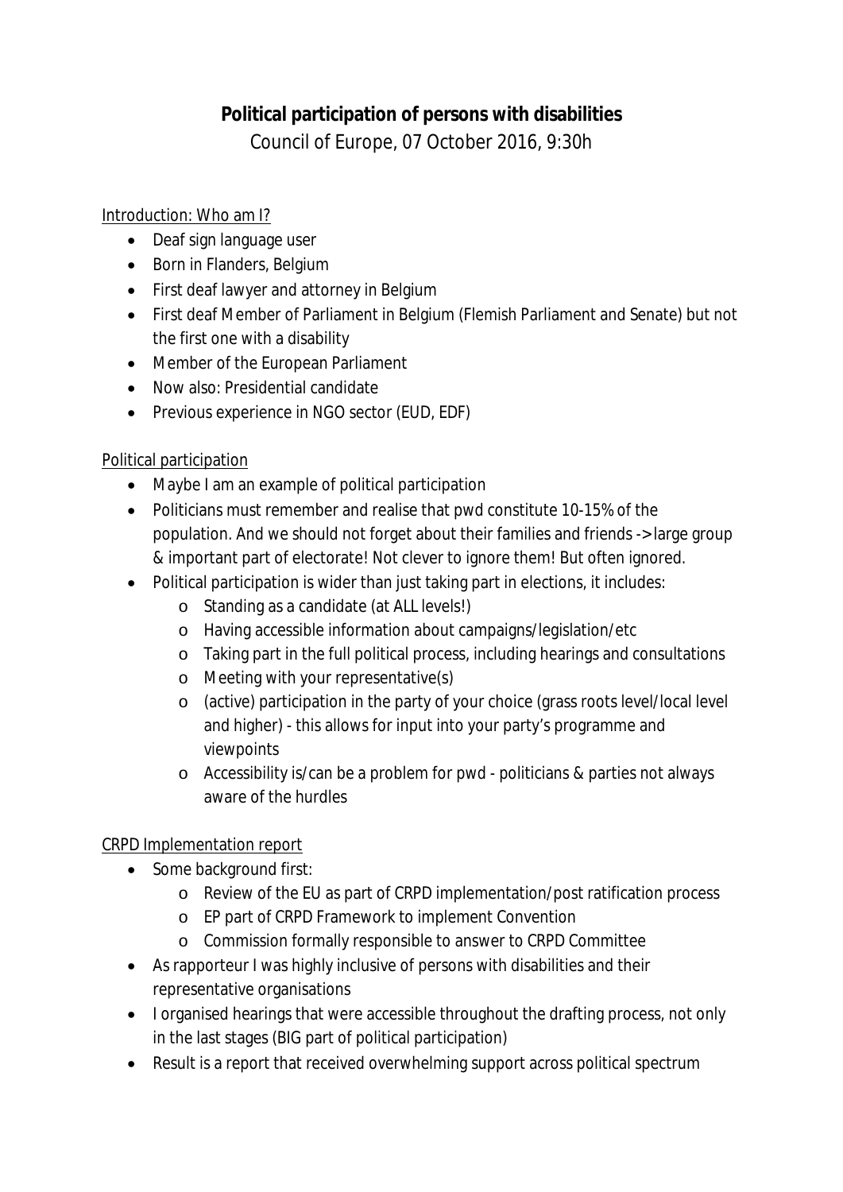**Political participation of persons with disabilities**

Council of Europe, 07 October 2016, 9:30h

Introduction: Who am I?

- Deaf sign language user
- Born in Flanders, Belgium
- First deaf lawyer and attorney in Belgium
- First deaf Member of Parliament in Belgium (Flemish Parliament and Senate) but not the first one with a disability
- Member of the European Parliament
- Now also: Presidential candidate
- Previous experience in NGO sector (EUD, EDF)

Political participation

- Maybe I am an example of political participation
- Politicians must remember and realise that pwd constitute 10-15% of the population. And we should not forget about their families and friends -> large group & important part of electorate! Not clever to ignore them! But often ignored.
- Political participation is wider than just taking part in elections, it includes:
    - Standing as a candidate (at ALL levels!)
    - Having accessible information about campaigns/legislation/etc
    - Taking part in the full political process, including hearings and consultations
    - Meeting with your representative(s)
    - (active) participation in the party of your choice (grass roots level/local level and higher) - this allows for input into your party's programme and viewpoints
    - Accessibility is/can be a problem for pwd - politicians & parties not always aware of the hurdles

CRPD Implementation report

- Some background first:
    - Review of the EU as part of CRPD implementation/post ratification process
    - EP part of CRPD Framework to implement Convention
    - Commission formally responsible to answer to CRPD Committee
- As rapporteur I was highly inclusive of persons with disabilities and their representative organisations
- I organised hearings that were accessible throughout the drafting process, not only in the last stages (BIG part of political participation)
- Result is a report that received overwhelming support across political spectrum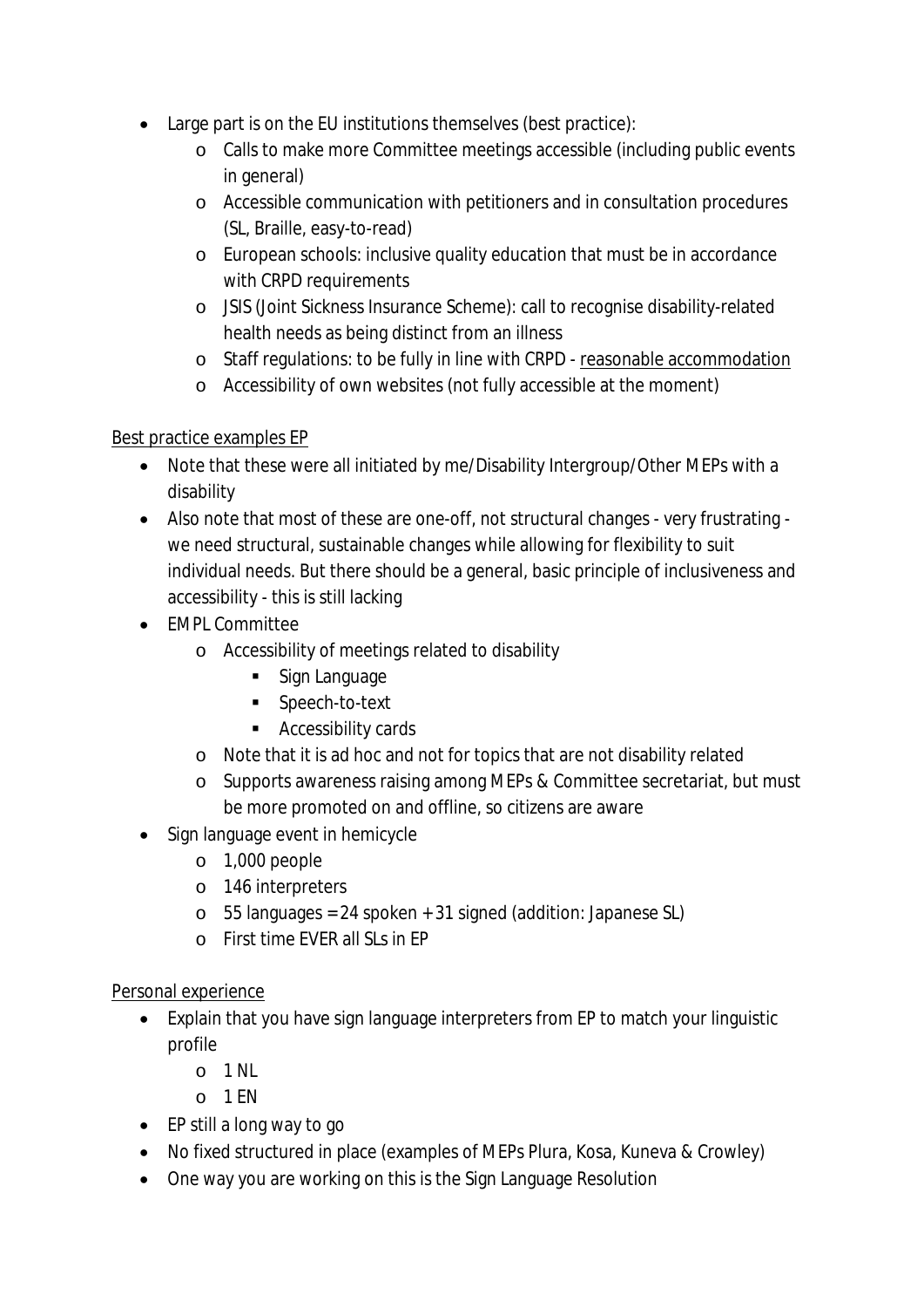- Large part is on the EU institutions themselves (best practice):
    - Calls to make more Committee meetings accessible (including public events in general)
    - Accessible communication with petitioners and in consultation procedures (SL, Braille, easy-to-read)
    - European schools: inclusive quality education that must be in accordance with CRPD requirements
    - JSIS (Joint Sickness Insurance Scheme): call to recognise disability-related health needs as being distinct from an illness
    - Staff regulations: to be fully in line with CRPD - <u>reasonable accommodation</u>
    - Accessibility of own websites (not fully accessible at the moment)

<u>Best practice examples EP</u>

- Note that these were all initiated by me/Disability Intergroup/Other MEPs with a disability
- Also note that most of these are one-off, not structural changes - very frustrating - we need structural, sustainable changes while allowing for flexibility to suit individual needs. But there should be a general, basic principle of inclusiveness and accessibility - this is still lacking
- EMPL Committee
    - Accessibility of meetings related to disability
        - Sign Language
        - Speech-to-text
        - Accessibility cards
    - Note that it is ad hoc and not for topics that are not disability related
    - Supports awareness raising among MEPs & Committee secretariat, but must be more promoted on and offline, so citizens are aware
- Sign language event in hemicycle
    - 1,000 people
    - 146 interpreters
    - 55 languages = 24 spoken + 31 signed (addition: Japanese SL)
    - First time EVER all SLs in EP

<u>Personal experience</u>

- Explain that you have sign language interpreters from EP to match your linguistic profile
    - 1 NL
    - 1 EN
- EP still a long way to go
- No fixed structured in place (examples of MEPs Plura, Kosa, Kuneva & Crowley)
- One way you are working on this is the Sign Language Resolution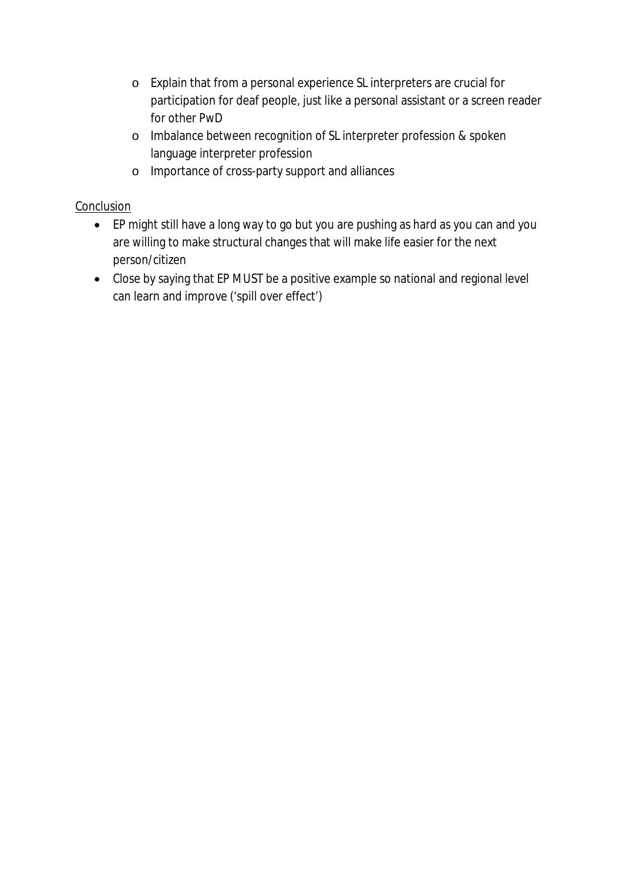- Explain that from a personal experience SL interpreters are crucial for participation for deaf people, just like a personal assistant or a screen reader for other PwD
  - Imbalance between recognition of SL interpreter profession & spoken language interpreter profession
  - Importance of cross-party support and alliances

<u>Conclusion</u>

- EP might still have a long way to go but you are pushing as hard as you can and you are willing to make structural changes that will make life easier for the next person/citizen
- Close by saying that EP MUST be a positive example so national and regional level can learn and improve ('spill over effect')